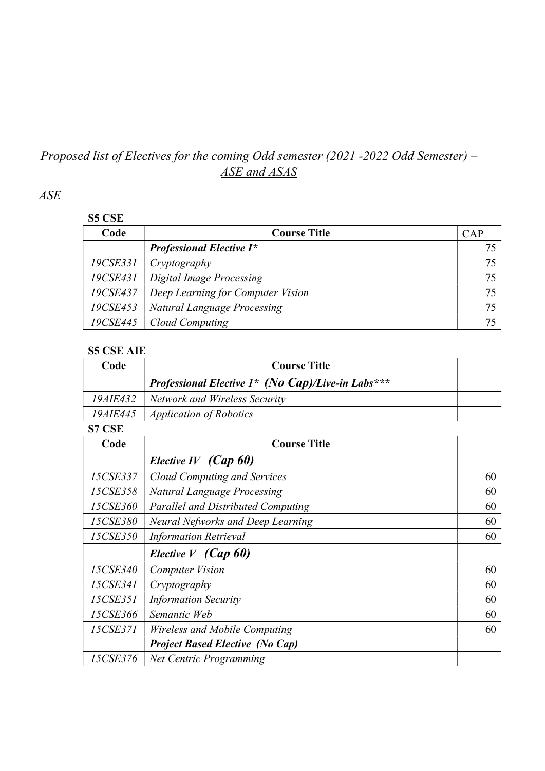*Proposed list of Electives for the coming Odd semester (2021 -2022 Odd Semester) – ASE and ASAS*

*ASE*

**S5 CSE**

| Code | Course Title | CAP |
|---|---|---|
| | ***Professional Elective I**** | 75 |
| *19CSE331* | *Cryptography* | 75 |
| *19CSE431* | *Digital Image Processing* | 75 |
| *19CSE437* | *Deep Learning for Computer Vision* | 75 |
| *19CSE453* | *Natural Language Processing* | 75 |
| *19CSE445* | *Cloud Computing* | 75 |

**S5 CSE AIE**

| Code | Course Title | |
|---|---|---|
| | ***Professional Elective I* (No Cap)/Live-in Labs**** | |
| *19AIE432* | *Network and Wireless Security* | |
| *19AIE445* | *Application of Robotics* | |

**S7 CSE**

| Code | Course Title | |
|---|---|---|
| | ***Elective IV (Cap 60)*** | |
| *15CSE337* | *Cloud Computing and Services* | 60 |
| *15CSE358* | *Natural Language Processing* | 60 |
| *15CSE360* | *Parallel and Distributed Computing* | 60 |
| *15CSE380* | *Neural Nefworks and Deep Learning* | 60 |
| *15CSE350* | *Information Retrieval* | 60 |
| | ***Elective V (Cap 60)*** | |
| *15CSE340* | *Computer Vision* | 60 |
| *15CSE341* | *Cryptography* | 60 |
| *15CSE351* | *Information Security* | 60 |
| *15CSE366* | *Semantic Web* | 60 |
| *15CSE371* | *Wireless and Mobile Computing* | 60 |
| | ***Project Based Elective (No Cap)*** | |
| *15CSE376* | *Net Centric Programming* | |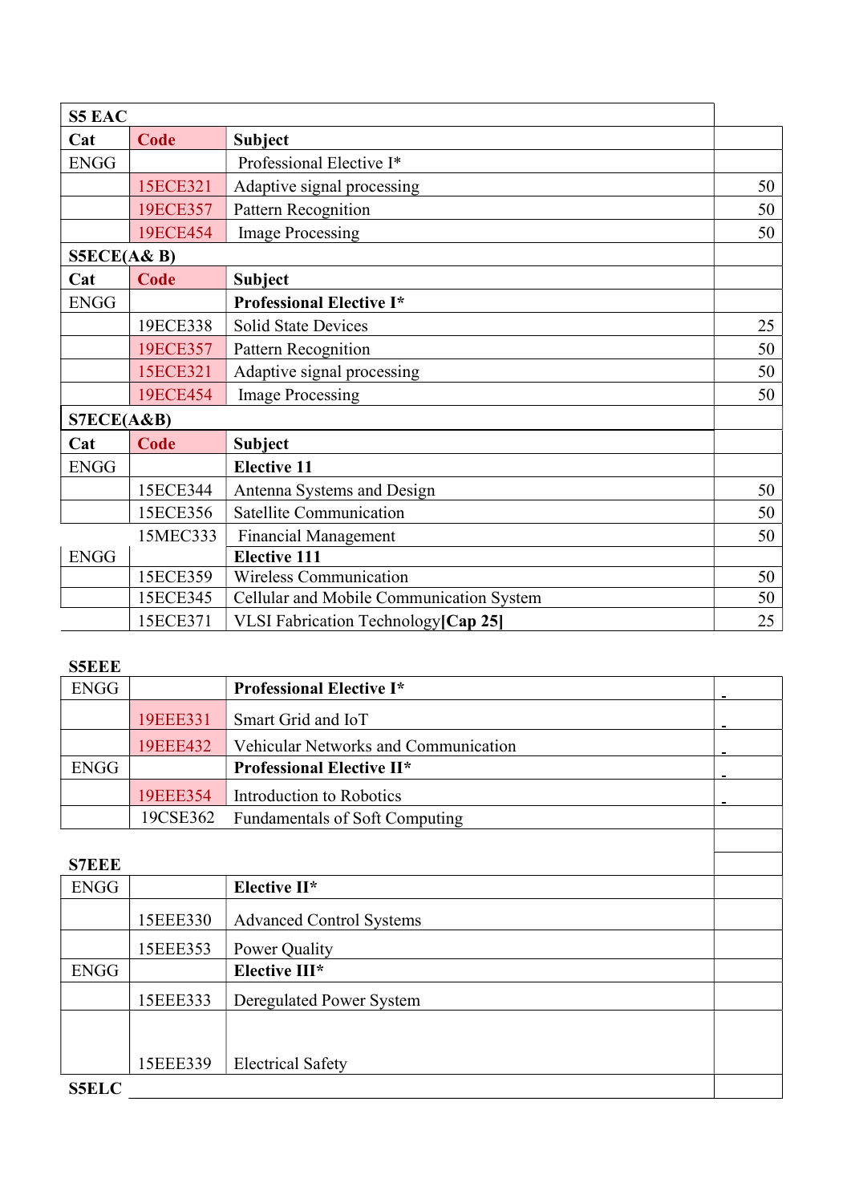| S5 EAC | | | |
|---|---|---|---|
| **Cat** | **Code** | **Subject** | |
| ENGG | | Professional Elective I* | |
| | 15ECE321 | Adaptive signal processing | 50 |
| | 19ECE357 | Pattern Recognition | 50 |
| | 19ECE454 | Image Processing | 50 |
| **S5ECE(A& B)** | | | |
| **Cat** | **Code** | **Subject** | |
| ENGG | | **Professional Elective I*** | |
| | 19ECE338 | Solid State Devices | 25 |
| | 19ECE357 | Pattern Recognition | 50 |
| | 15ECE321 | Adaptive signal processing | 50 |
| | 19ECE454 | Image Processing | 50 |
| **S7ECE(A&B)** | | | |
| **Cat** | **Code** | **Subject** | |
| ENGG | | **Elective 11** | |
| | 15ECE344 | Antenna Systems and Design | 50 |
| | 15ECE356 | Satellite Communication | 50 |
| | 15MEC333 | Financial Management | 50 |
| ENGG | | **Elective 111** | |
| | 15ECE359 | Wireless Communication | 50 |
| | 15ECE345 | Cellular and Mobile Communication System | 50 |
| | 15ECE371 | VLSI Fabrication Technology**[Cap 25]** | 25 |

**S5EEE**

| | | | |
|---|---|---|---|
| ENGG | | **Professional Elective I*** | - |
| | 19EEE331 | Smart Grid and IoT | - |
| | 19EEE432 | Vehicular Networks and Communication | - |
| ENGG | | **Professional Elective II*** | - |
| | 19EEE354 | Introduction to Robotics | - |
| | 19CSE362 | Fundamentals of Soft Computing | |

**S7EEE**

| | | | |
|---|---|---|---|
| ENGG | | **Elective II*** | |
| | 15EEE330 | Advanced Control Systems | |
| | 15EEE353 | Power Quality | |
| ENGG | | **Elective III*** | |
| | 15EEE333 | Deregulated Power System | |
| | 15EEE339 | Electrical Safety | |

**S5ELC**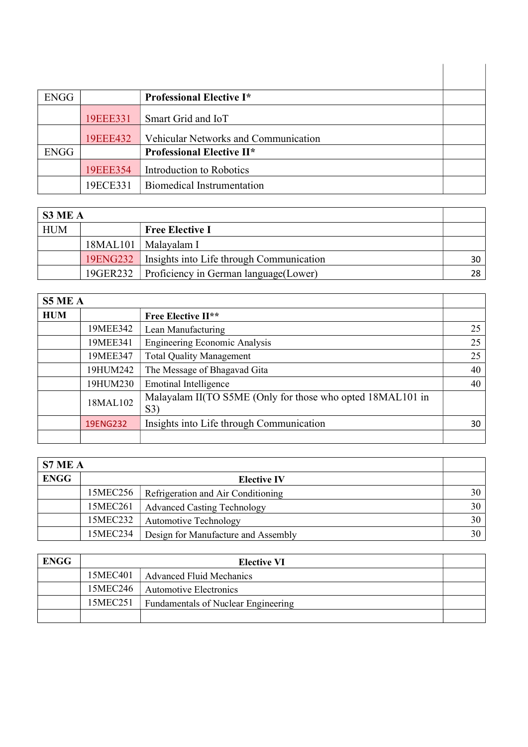| | | | |
|---|---|---|---|
| ENGG | | **Professional Elective I*** | |
| | 19EEE331 | Smart Grid and IoT | |
| | 19EEE432 | Vehicular Networks and Communication | |
| ENGG | | **Professional Elective II*** | |
| | 19EEE354 | Introduction to Robotics | |
| | 19ECE331 | Biomedical Instrumentation | |

| **S3 ME A** | | | |
|---|---|---|---|
| HUM | | **Free Elective I** | |
| | 18MAL101 | Malayalam I | |
| | 19ENG232 | Insights into Life through Communication | 30 |
| | 19GER232 | Proficiency in German language(Lower) | 28 |

| **S5 ME A** | | | |
|---|---|---|---|
| **HUM** | | **Free Elective II**** | |
| | 19MEE342 | Lean Manufacturing | 25 |
| | 19MEE341 | Engineering Economic Analysis | 25 |
| | 19MEE347 | Total Quality Management | 25 |
| | 19HUM242 | The Message of Bhagavad Gita | 40 |
| | 19HUM230 | Emotinal Intelligence | 40 |
| | 18MAL102 | Malayalam II(TO S5ME (Only for those who opted 18MAL101 in S3) | |
| | 19ENG232 | Insights into Life through Communication | 30 |
| | | | |

| **S7 ME A** | | | |
|---|---|---|---|
| **ENGG** | | **Elective IV** | |
| | 15MEC256 | Refrigeration and Air Conditioning | 30 |
| | 15MEC261 | Advanced Casting Technology | 30 |
| | 15MEC232 | Automotive Technology | 30 |
| | 15MEC234 | Design for Manufacture and Assembly | 30 |

| **ENGG** | | **Elective VI** | |
|---|---|---|---|
| | 15MEC401 | Advanced Fluid Mechanics | |
| | 15MEC246 | Automotive Electronics | |
| | 15MEC251 | Fundamentals of Nuclear Engineering | |
| | | | |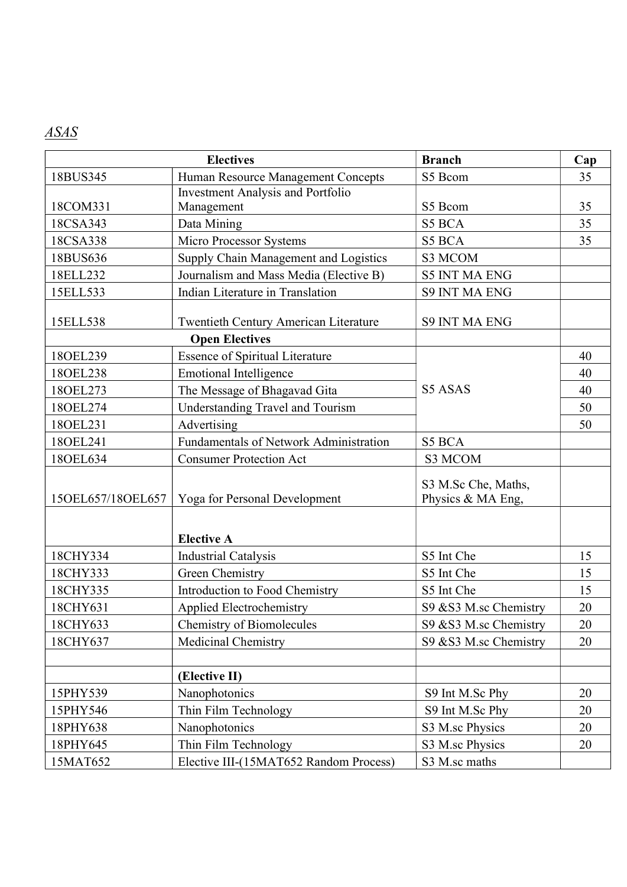*ASAS*

| Electives | | Branch | Cap |
|---|---|---|---|
| 18BUS345 | Human Resource Management Concepts | S5 Bcom | 35 |
| 18COM331 | Investment Analysis and Portfolio Management | S5 Bcom | 35 |
| 18CSA343 | Data Mining | S5 BCA | 35 |
| 18CSA338 | Micro Processor Systems | S5 BCA | 35 |
| 18BUS636 | Supply Chain Management and Logistics | S3 MCOM | |
| 18ELL232 | Journalism and Mass Media (Elective B) | S5 INT MA ENG | |
| 15ELL533 | Indian Literature in Translation | S9 INT MA ENG | |
| 15ELL538 | Twentieth Century American Literature | S9 INT MA ENG | |
| | **Open Electives** | | |
| 18OEL239 | Essence of Spiritual Literature | S5 ASAS | 40 |
| 18OEL238 | Emotional Intelligence | S5 ASAS | 40 |
| 18OEL273 | The Message of Bhagavad Gita | S5 ASAS | 40 |
| 18OEL274 | Understanding Travel and Tourism | S5 ASAS | 50 |
| 18OEL231 | Advertising | S5 ASAS | 50 |
| 18OEL241 | Fundamentals of Network Administration | S5 BCA | |
| 18OEL634 | Consumer Protection Act | S3 MCOM | |
| 15OEL657/18OEL657 | Yoga for Personal Development | S3 M.Sc Che, Maths, Physics & MA Eng, | |
| | **Elective A** | | |
| 18CHY334 | Industrial Catalysis | S5 Int Che | 15 |
| 18CHY333 | Green Chemistry | S5 Int Che | 15 |
| 18CHY335 | Introduction to Food Chemistry | S5 Int Che | 15 |
| 18CHY631 | Applied Electrochemistry | S9 &S3 M.sc Chemistry | 20 |
| 18CHY633 | Chemistry of Biomolecules | S9 &S3 M.sc Chemistry | 20 |
| 18CHY637 | Medicinal Chemistry | S9 &S3 M.sc Chemistry | 20 |
| | | | |
| | **(Elective II)** | | |
| 15PHY539 | Nanophotonics | S9 Int M.Sc Phy | 20 |
| 15PHY546 | Thin Film Technology | S9 Int M.Sc Phy | 20 |
| 18PHY638 | Nanophotonics | S3 M.sc Physics | 20 |
| 18PHY645 | Thin Film Technology | S3 M.sc Physics | 20 |
| 15MAT652 | Elective III-(15MAT652 Random Process) | S3 M.sc maths | |